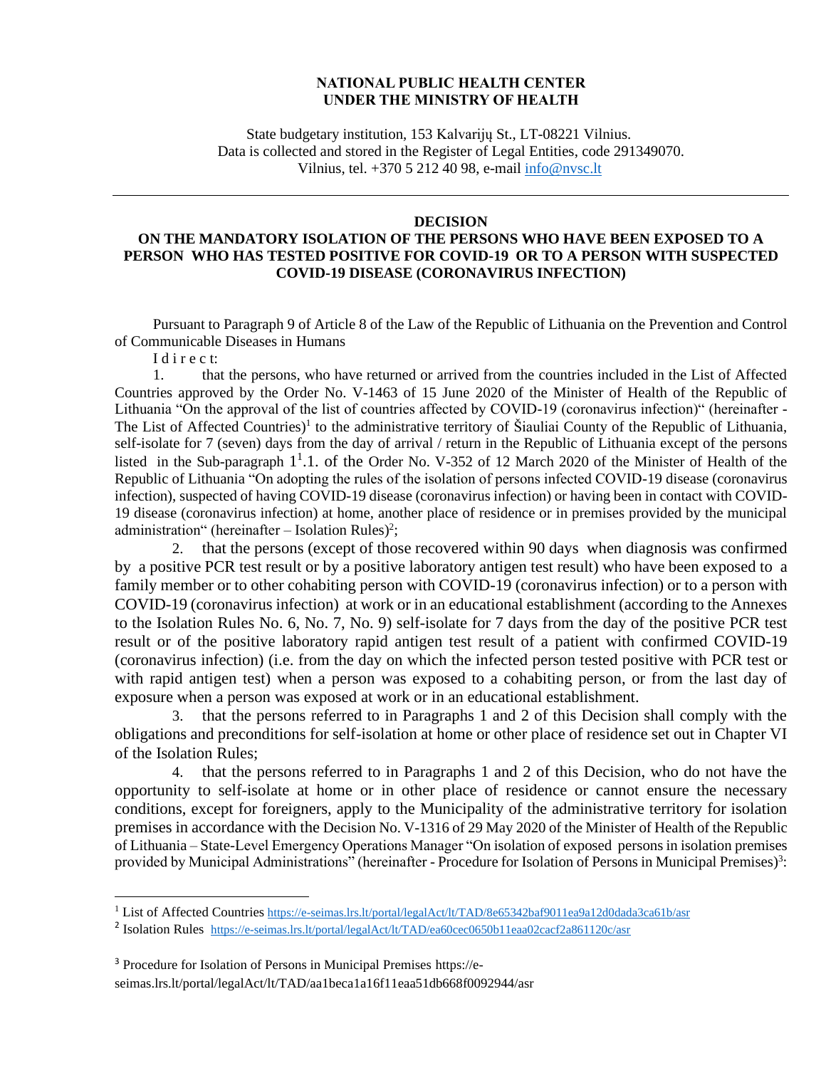**NATIONAL PUBLIC HEALTH CENTER**
**UNDER THE MINISTRY OF HEALTH**

State budgetary institution, 153 Kalvarijų St., LT-08221 Vilnius.
Data is collected and stored in the Register of Legal Entities, code 291349070.
Vilnius, tel. +370 5 212 40 98, e-mail info@nvsc.lt

---

# DECISION
## ON THE MANDATORY ISOLATION OF THE PERSONS WHO HAVE BEEN EXPOSED TO A PERSON WHO HAS TESTED POSITIVE FOR COVID-19 OR TO A PERSON WITH SUSPECTED COVID-19 DISEASE (CORONAVIRUS INFECTION)

Pursuant to Paragraph 9 of Article 8 of the Law of the Republic of Lithuania on the Prevention and Control of Communicable Diseases in Humans

I d i r e c t:

1. that the persons, who have returned or arrived from the countries included in the List of Affected Countries approved by the Order No. V-1463 of 15 June 2020 of the Minister of Health of the Republic of Lithuania "On the approval of the list of countries affected by COVID-19 (coronavirus infection)" (hereinafter - The List of Affected Countries)[1] to the administrative territory of Šiauliai County of the Republic of Lithuania, self-isolate for 7 (seven) days from the day of arrival / return in the Republic of Lithuania except of the persons listed in the Sub-paragraph $1^1$.1. of the Order No. V-352 of 12 March 2020 of the Minister of Health of the Republic of Lithuania "On adopting the rules of the isolation of persons infected COVID-19 disease (coronavirus infection), suspected of having COVID-19 disease (coronavirus infection) or having been in contact with COVID-19 disease (coronavirus infection) at home, another place of residence or in premises provided by the municipal administration" (hereinafter – Isolation Rules)[2];

2. that the persons (except of those recovered within 90 days when diagnosis was confirmed by a positive PCR test result or by a positive laboratory antigen test result) who have been exposed to a family member or to other cohabiting person with COVID-19 (coronavirus infection) or to a person with COVID-19 (coronavirus infection) at work or in an educational establishment (according to the Annexes to the Isolation Rules No. 6, No. 7, No. 9) self-isolate for 7 days from the day of the positive PCR test result or of the positive laboratory rapid antigen test result of a patient with confirmed COVID-19 (coronavirus infection) (i.e. from the day on which the infected person tested positive with PCR test or with rapid antigen test) when a person was exposed to a cohabiting person, or from the last day of exposure when a person was exposed at work or in an educational establishment.

3. that the persons referred to in Paragraphs 1 and 2 of this Decision shall comply with the obligations and preconditions for self-isolation at home or other place of residence set out in Chapter VI of the Isolation Rules;

4. that the persons referred to in Paragraphs 1 and 2 of this Decision, who do not have the opportunity to self-isolate at home or in other place of residence or cannot ensure the necessary conditions, except for foreigners, apply to the Municipality of the administrative territory for isolation premises in accordance with the Decision No. V-1316 of 29 May 2020 of the Minister of Health of the Republic of Lithuania – State-Level Emergency Operations Manager "On isolation of exposed persons in isolation premises provided by Municipal Administrations" (hereinafter - Procedure for Isolation of Persons in Municipal Premises)[3]:

---

[1] List of Affected Countries https://e-seimas.lrs.lt/portal/legalAct/lt/TAD/8e65342baf9011ea9a12d0dada3ca61b/asr

[2] Isolation Rules https://e-seimas.lrs.lt/portal/legalAct/lt/TAD/ea60cec0650b11eaa02cacf2a861120c/asr

[3] Procedure for Isolation of Persons in Municipal Premises https://e-seimas.lrs.lt/portal/legalAct/lt/TAD/aa1beca1a16f11eaa51db668f0092944/asr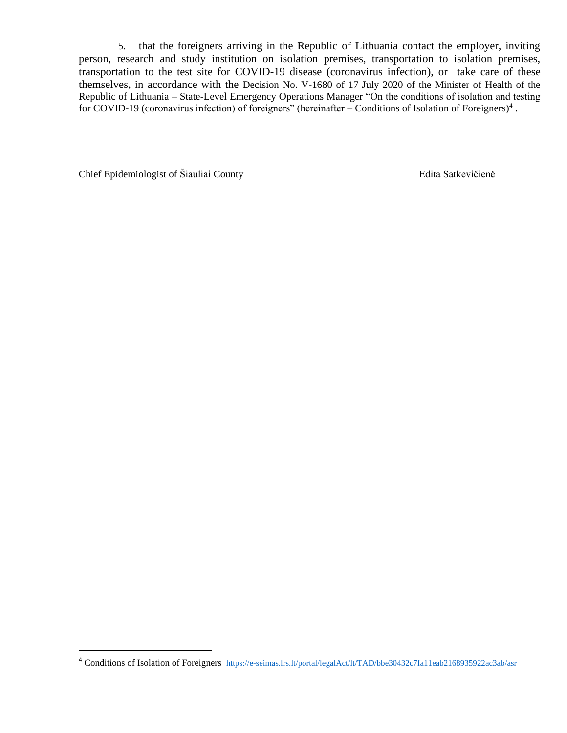5. that the foreigners arriving in the Republic of Lithuania contact the employer, inviting person, research and study institution on isolation premises, transportation to isolation premises, transportation to the test site for COVID-19 disease (coronavirus infection), or take care of these themselves, in accordance with the Decision No. V-1680 of 17 July 2020 of the Minister of Health of the Republic of Lithuania – State-Level Emergency Operations Manager "On the conditions of isolation and testing for COVID-19 (coronavirus infection) of foreigners" (hereinafter – Conditions of Isolation of Foreigners)[4] .

Chief Epidemiologist of Šiauliai County Edita Satkevičienė

[4] Conditions of Isolation of Foreigners https://e-seimas.lrs.lt/portal/legalAct/lt/TAD/bbe30432c7fa11eab2168935922ac3ab/asr